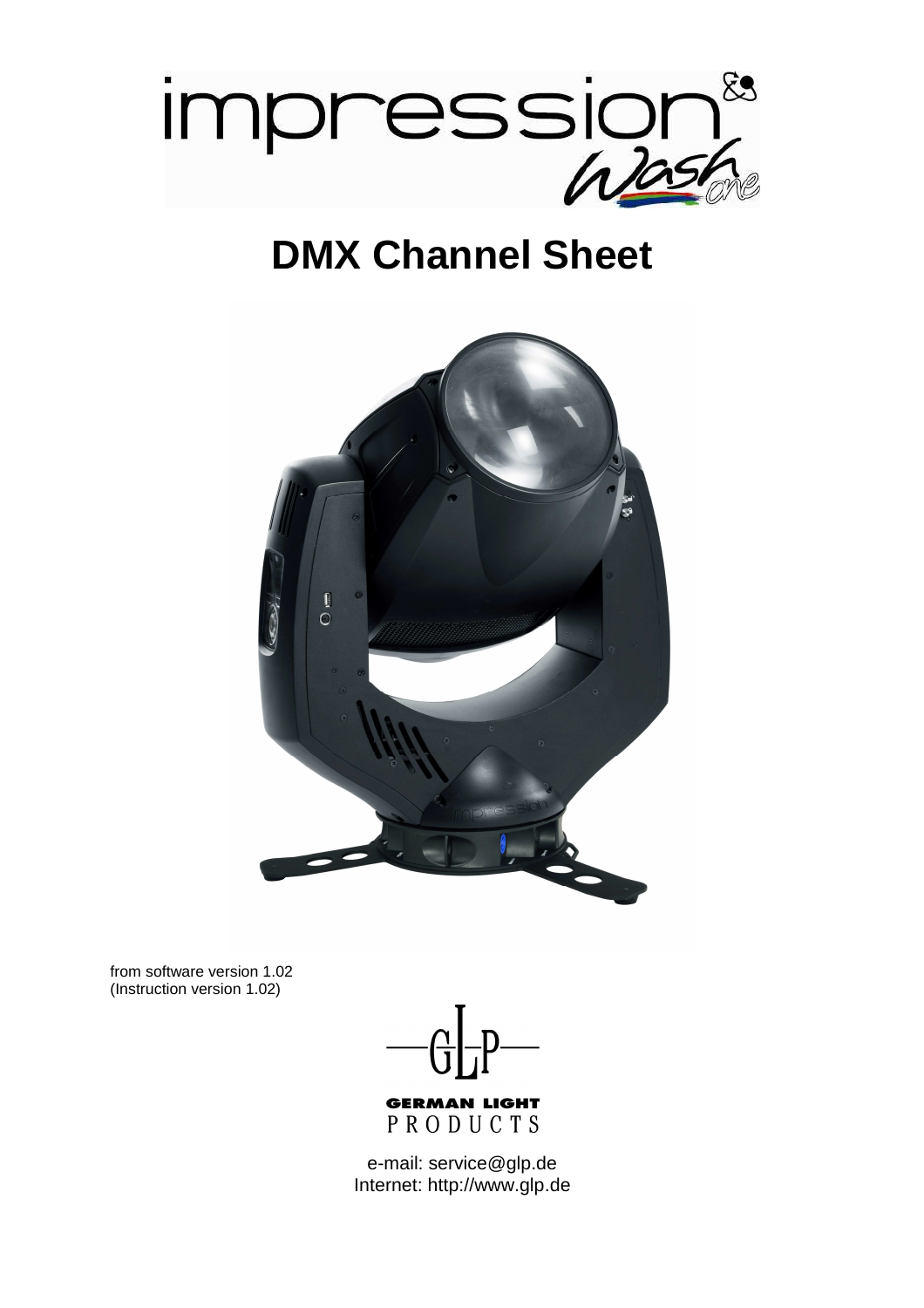# DMX Channel Sheet

from software version 1.02
(Instruction version 1.02)

GERMAN LIGHT PRODUCTS

e-mail: service@glp.de
Internet: http://www.glp.de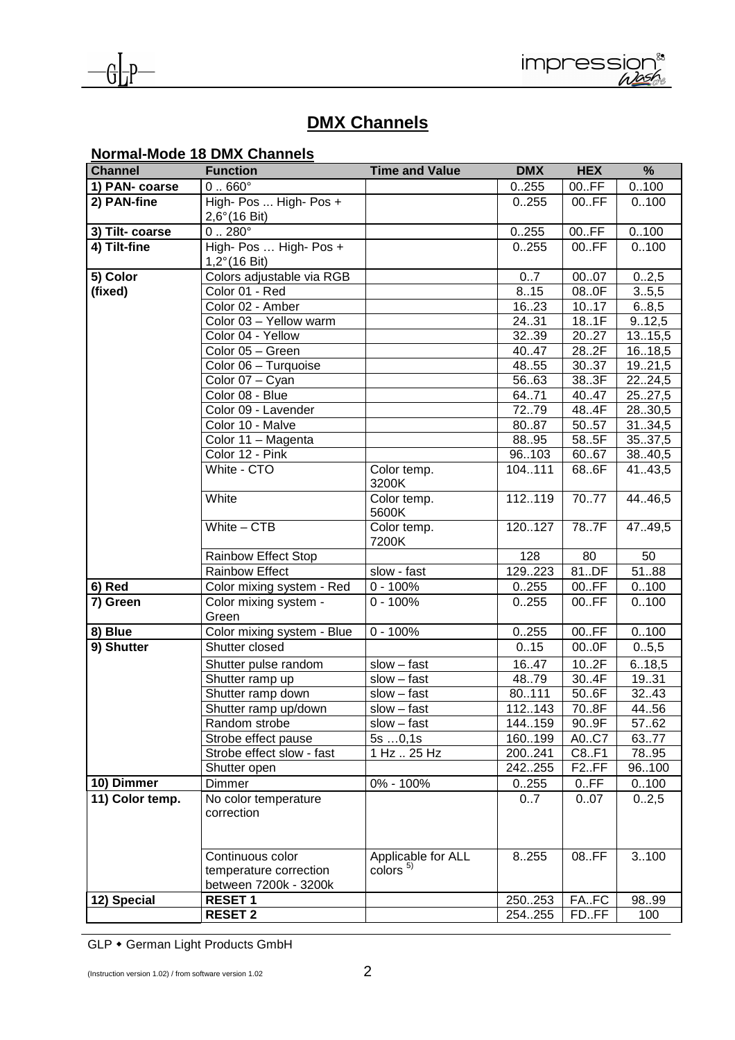## DMX Channels

### Normal-Mode 18 DMX Channels

| Channel | Function | Time and Value | DMX | HEX | % |
|---|---|---|---|---|---|
| 1) PAN- coarse | 0 .. 660° | | 0..255 | 00..FF | 0..100 |
| 2) PAN-fine | High- Pos ... High- Pos + 2,6°(16 Bit) | | 0..255 | 00..FF | 0..100 |
| 3) Tilt- coarse | 0 .. 280° | | 0..255 | 00..FF | 0..100 |
| 4) Tilt-fine | High- Pos … High- Pos + 1,2°(16 Bit) | | 0..255 | 00..FF | 0..100 |
| 5) Color (fixed) | Colors adjustable via RGB | | 0..7 | 00..07 | 0..2,5 |
| | Color 01 - Red | | 8..15 | 08..0F | 3..5,5 |
| | Color 02 - Amber | | 16..23 | 10..17 | 6..8,5 |
| | Color 03 – Yellow warm | | 24..31 | 18..1F | 9..12,5 |
| | Color 04 - Yellow | | 32..39 | 20..27 | 13..15,5 |
| | Color 05 – Green | | 40..47 | 28..2F | 16..18,5 |
| | Color 06 – Turquoise | | 48..55 | 30..37 | 19..21,5 |
| | Color 07 – Cyan | | 56..63 | 38..3F | 22..24,5 |
| | Color 08 - Blue | | 64..71 | 40..47 | 25..27,5 |
| | Color 09 - Lavender | | 72..79 | 48..4F | 28..30,5 |
| | Color 10 - Malve | | 80..87 | 50..57 | 31..34,5 |
| | Color 11 – Magenta | | 88..95 | 58..5F | 35..37,5 |
| | Color 12 - Pink | | 96..103 | 60..67 | 38..40,5 |
| | White - CTO | Color temp. 3200K | 104..111 | 68..6F | 41..43,5 |
| | White | Color temp. 5600K | 112..119 | 70..77 | 44..46,5 |
| | White – CTB | Color temp. 7200K | 120..127 | 78..7F | 47..49,5 |
| | Rainbow Effect Stop | | 128 | 80 | 50 |
| | Rainbow Effect | slow - fast | 129..223 | 81..DF | 51..88 |
| 6) Red | Color mixing system - Red | 0 - 100% | 0..255 | 00..FF | 0..100 |
| 7) Green | Color mixing system - Green | 0 - 100% | 0..255 | 00..FF | 0..100 |
| 8) Blue | Color mixing system - Blue | 0 - 100% | 0..255 | 00..FF | 0..100 |
| 9) Shutter | Shutter closed | | 0..15 | 00..0F | 0..5,5 |
| | Shutter pulse random | slow – fast | 16..47 | 10..2F | 6..18,5 |
| | Shutter ramp up | slow – fast | 48..79 | 30..4F | 19..31 |
| | Shutter ramp down | slow – fast | 80..111 | 50..6F | 32..43 |
| | Shutter ramp up/down | slow – fast | 112..143 | 70..8F | 44..56 |
| | Random strobe | slow – fast | 144..159 | 90..9F | 57..62 |
| | Strobe effect pause | 5s …0,1s | 160..199 | A0..C7 | 63..77 |
| | Strobe effect slow - fast | 1 Hz .. 25 Hz | 200..241 | C8..F1 | 78..95 |
| | Shutter open | | 242..255 | F2..FF | 96..100 |
| 10) Dimmer | Dimmer | 0% - 100% | 0..255 | 0..FF | 0..100 |
| 11) Color temp. | No color temperature correction | | 0..7 | 0..07 | 0..2,5 |
| | Continuous color temperature correction between 7200k - 3200k | Applicable for ALL colors [5] | 8..255 | 08..FF | 3..100 |
| 12) Special | **RESET 1** | | 250..253 | FA..FC | 98..99 |
| | **RESET 2** | | 254..255 | FD..FF | 100 |

GLP ⬩ German Light Products GmbH

(Instruction version 1.02) / from software version 1.02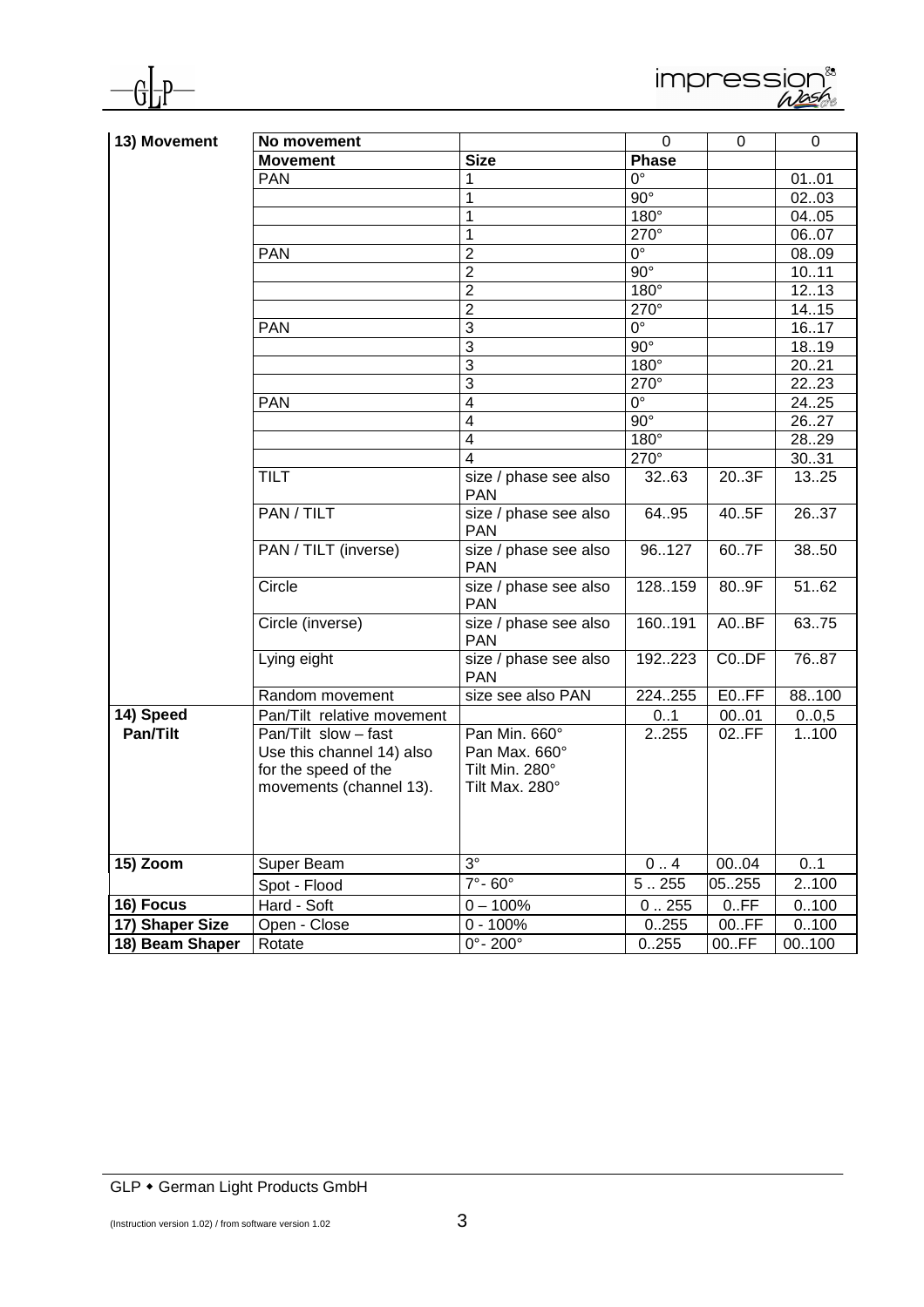| 13) Movement | No movement | | 0 | 0 | 0 |
|---|---|---|---|---|---|
| | **Movement** | **Size** | **Phase** | | |
| | PAN | 1 | 0° | | 01..01 |
| | | 1 | 90° | | 02..03 |
| | | 1 | 180° | | 04..05 |
| | | 1 | 270° | | 06..07 |
| | PAN | 2 | 0° | | 08..09 |
| | | 2 | 90° | | 10..11 |
| | | 2 | 180° | | 12..13 |
| | | 2 | 270° | | 14..15 |
| | PAN | 3 | 0° | | 16..17 |
| | | 3 | 90° | | 18..19 |
| | | 3 | 180° | | 20..21 |
| | | 3 | 270° | | 22..23 |
| | PAN | 4 | 0° | | 24..25 |
| | | 4 | 90° | | 26..27 |
| | | 4 | 180° | | 28..29 |
| | | 4 | 270° | | 30..31 |
| | TILT | size / phase see also PAN | 32..63 | 20..3F | 13..25 |
| | PAN / TILT | size / phase see also PAN | 64..95 | 40..5F | 26..37 |
| | PAN / TILT (inverse) | size / phase see also PAN | 96..127 | 60..7F | 38..50 |
| | Circle | size / phase see also PAN | 128..159 | 80..9F | 51..62 |
| | Circle (inverse) | size / phase see also PAN | 160..191 | A0..BF | 63..75 |
| | Lying eight | size / phase see also PAN | 192..223 | C0..DF | 76..87 |
| | Random movement | size see also PAN | 224..255 | E0..FF | 88..100 |
| **14) Speed Pan/Tilt** | Pan/Tilt relative movement | | 0..1 | 00..01 | 0..0,5 |
| | Pan/Tilt slow – fast Use this channel 14) also for the speed of the movements (channel 13). | Pan Min. 660° Pan Max. 660° Tilt Min. 280° Tilt Max. 280° | 2..255 | 02..FF | 1..100 |
| **15) Zoom** | Super Beam | 3° | 0 .. 4 | 00..04 | 0..1 |
| | Spot - Flood | 7°- 60° | 5 .. 255 | 05..255 | 2..100 |
| **16) Focus** | Hard - Soft | 0 – 100% | 0 .. 255 | 0..FF | 0..100 |
| **17) Shaper Size** | Open - Close | 0 - 100% | 0..255 | 00..FF | 0..100 |
| **18) Beam Shaper** | Rotate | 0°- 200° | 0..255 | 00..FF | 00..100 |

GLP • German Light Products GmbH

(Instruction version 1.02) / from software version 1.02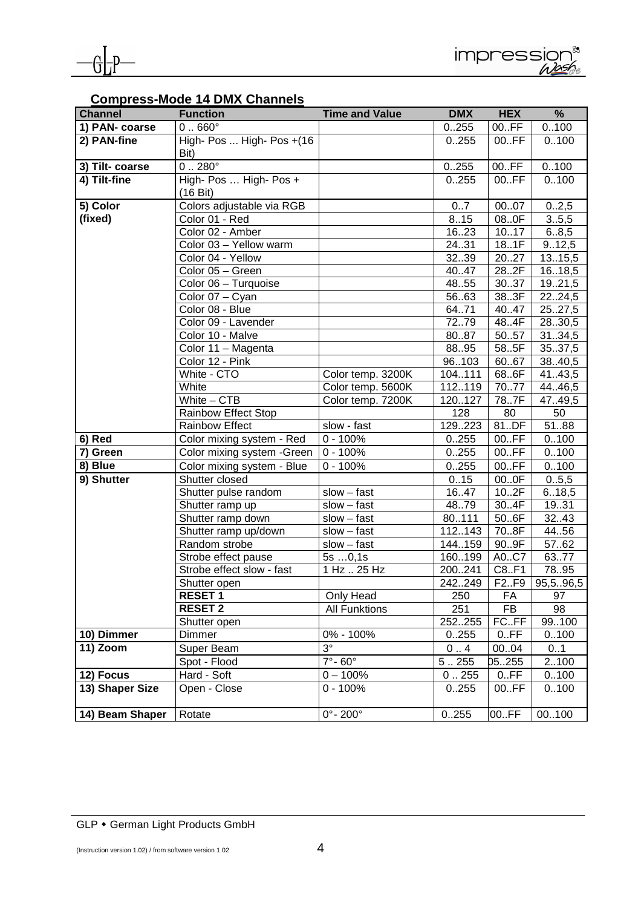## Compress-Mode 14 DMX Channels

| Channel | Function | Time and Value | DMX | HEX | % |
|---|---|---|---|---|---|
| **1) PAN- coarse** | 0 .. 660° | | 0..255 | 00..FF | 0..100 |
| **2) PAN-fine** | High- Pos ... High- Pos +(16 Bit) | | 0..255 | 00..FF | 0..100 |
| **3) Tilt- coarse** | 0 .. 280° | | 0..255 | 00..FF | 0..100 |
| **4) Tilt-fine** | High- Pos … High- Pos + (16 Bit) | | 0..255 | 00..FF | 0..100 |
| **5) Color (fixed)** | Colors adjustable via RGB | | 0..7 | 00..07 | 0..2,5 |
| | Color 01 - Red | | 8..15 | 08..0F | 3..5,5 |
| | Color 02 - Amber | | 16..23 | 10..17 | 6..8,5 |
| | Color 03 – Yellow warm | | 24..31 | 18..1F | 9..12,5 |
| | Color 04 - Yellow | | 32..39 | 20..27 | 13..15,5 |
| | Color 05 – Green | | 40..47 | 28..2F | 16..18,5 |
| | Color 06 – Turquoise | | 48..55 | 30..37 | 19..21,5 |
| | Color 07 – Cyan | | 56..63 | 38..3F | 22..24,5 |
| | Color 08 - Blue | | 64..71 | 40..47 | 25..27,5 |
| | Color 09 - Lavender | | 72..79 | 48..4F | 28..30,5 |
| | Color 10 - Malve | | 80..87 | 50..57 | 31..34,5 |
| | Color 11 – Magenta | | 88..95 | 58..5F | 35..37,5 |
| | Color 12 - Pink | | 96..103 | 60..67 | 38..40,5 |
| | White - CTO | Color temp. 3200K | 104..111 | 68..6F | 41..43,5 |
| | White | Color temp. 5600K | 112..119 | 70..77 | 44..46,5 |
| | White – CTB | Color temp. 7200K | 120..127 | 78..7F | 47..49,5 |
| | Rainbow Effect Stop | | 128 | 80 | 50 |
| | Rainbow Effect | slow - fast | 129..223 | 81..DF | 51..88 |
| **6) Red** | Color mixing system - Red | 0 - 100% | 0..255 | 00..FF | 0..100 |
| **7) Green** | Color mixing system -Green | 0 - 100% | 0..255 | 00..FF | 0..100 |
| **8) Blue** | Color mixing system - Blue | 0 - 100% | 0..255 | 00..FF | 0..100 |
| **9) Shutter** | Shutter closed | | 0..15 | 00..0F | 0..5,5 |
| | Shutter pulse random | slow – fast | 16..47 | 10..2F | 6..18,5 |
| | Shutter ramp up | slow – fast | 48..79 | 30..4F | 19..31 |
| | Shutter ramp down | slow – fast | 80..111 | 50..6F | 32..43 |
| | Shutter ramp up/down | slow – fast | 112..143 | 70..8F | 44..56 |
| | Random strobe | slow – fast | 144..159 | 90..9F | 57..62 |
| | Strobe effect pause | 5s …0,1s | 160..199 | A0..C7 | 63..77 |
| | Strobe effect slow - fast | 1 Hz .. 25 Hz | 200..241 | C8..F1 | 78..95 |
| | Shutter open | | 242..249 | F2..F9 | 95,5..96,5 |
| | **RESET 1** | Only Head | 250 | FA | 97 |
| | **RESET 2** | All Funktions | 251 | FB | 98 |
| | Shutter open | | 252..255 | FC..FF | 99..100 |
| **10) Dimmer** | Dimmer | 0% - 100% | 0..255 | 0..FF | 0..100 |
| **11) Zoom** | Super Beam | 3° | 0 .. 4 | 00..04 | 0..1 |
| | Spot - Flood | 7°- 60° | 5 .. 255 | 05..255 | 2..100 |
| **12) Focus** | Hard - Soft | 0 – 100% | 0 .. 255 | 0..FF | 0..100 |
| **13) Shaper Size** | Open - Close | 0 - 100% | 0..255 | 00..FF | 0..100 |
| **14) Beam Shaper** | Rotate | 0°- 200° | 0..255 | 00..FF | 00..100 |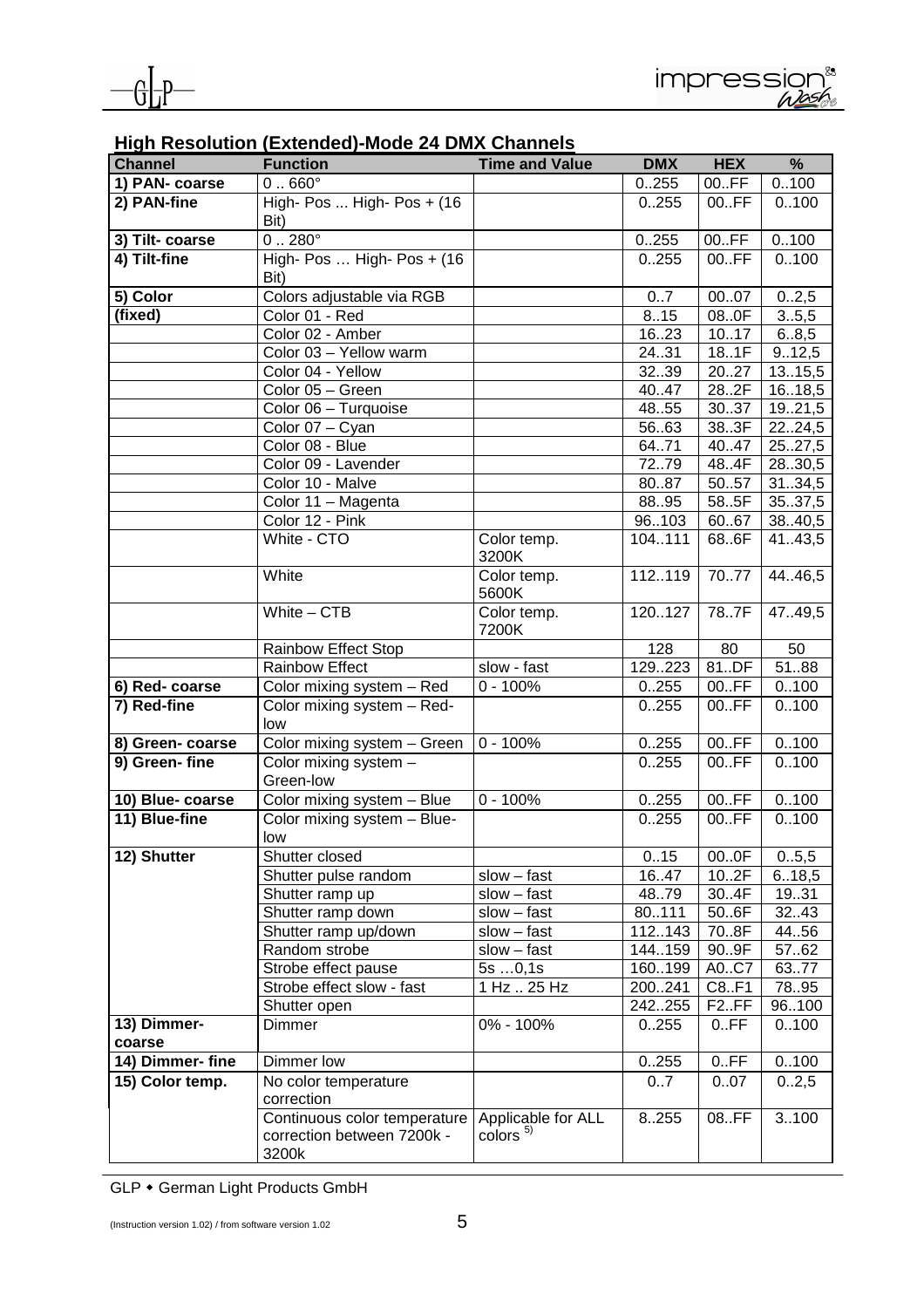## High Resolution (Extended)-Mode 24 DMX Channels

| Channel | Function | Time and Value | DMX | HEX | % |
|---|---|---|---|---|---|
| **1) PAN- coarse** | 0 .. 660° | | 0..255 | 00..FF | 0..100 |
| **2) PAN-fine** | High- Pos ... High- Pos + (16 Bit) | | 0..255 | 00..FF | 0..100 |
| **3) Tilt- coarse** | 0 .. 280° | | 0..255 | 00..FF | 0..100 |
| **4) Tilt-fine** | High- Pos … High- Pos + (16 Bit) | | 0..255 | 00..FF | 0..100 |
| **5) Color** | Colors adjustable via RGB | | 0..7 | 00..07 | 0..2,5 |
| **(fixed)** | Color 01 - Red | | 8..15 | 08..0F | 3..5,5 |
| | Color 02 - Amber | | 16..23 | 10..17 | 6..8,5 |
| | Color 03 – Yellow warm | | 24..31 | 18..1F | 9..12,5 |
| | Color 04 - Yellow | | 32..39 | 20..27 | 13..15,5 |
| | Color 05 – Green | | 40..47 | 28..2F | 16..18,5 |
| | Color 06 – Turquoise | | 48..55 | 30..37 | 19..21,5 |
| | Color 07 – Cyan | | 56..63 | 38..3F | 22..24,5 |
| | Color 08 - Blue | | 64..71 | 40..47 | 25..27,5 |
| | Color 09 - Lavender | | 72..79 | 48..4F | 28..30,5 |
| | Color 10 - Malve | | 80..87 | 50..57 | 31..34,5 |
| | Color 11 – Magenta | | 88..95 | 58..5F | 35..37,5 |
| | Color 12 - Pink | | 96..103 | 60..67 | 38..40,5 |
| | White - CTO | Color temp. 3200K | 104..111 | 68..6F | 41..43,5 |
| | White | Color temp. 5600K | 112..119 | 70..77 | 44..46,5 |
| | White – CTB | Color temp. 7200K | 120..127 | 78..7F | 47..49,5 |
| | Rainbow Effect Stop | | 128 | 80 | 50 |
| | Rainbow Effect | slow - fast | 129..223 | 81..DF | 51..88 |
| **6) Red- coarse** | Color mixing system – Red | 0 - 100% | 0..255 | 00..FF | 0..100 |
| **7) Red-fine** | Color mixing system – Red-low | | 0..255 | 00..FF | 0..100 |
| **8) Green- coarse** | Color mixing system – Green | 0 - 100% | 0..255 | 00..FF | 0..100 |
| **9) Green- fine** | Color mixing system – Green-low | | 0..255 | 00..FF | 0..100 |
| **10) Blue- coarse** | Color mixing system – Blue | 0 - 100% | 0..255 | 00..FF | 0..100 |
| **11) Blue-fine** | Color mixing system – Blue-low | | 0..255 | 00..FF | 0..100 |
| **12) Shutter** | Shutter closed | | 0..15 | 00..0F | 0..5,5 |
| | Shutter pulse random | slow – fast | 16..47 | 10..2F | 6..18,5 |
| | Shutter ramp up | slow – fast | 48..79 | 30..4F | 19..31 |
| | Shutter ramp down | slow – fast | 80..111 | 50..6F | 32..43 |
| | Shutter ramp up/down | slow – fast | 112..143 | 70..8F | 44..56 |
| | Random strobe | slow – fast | 144..159 | 90..9F | 57..62 |
| | Strobe effect pause | 5s …0,1s | 160..199 | A0..C7 | 63..77 |
| | Strobe effect slow - fast | 1 Hz .. 25 Hz | 200..241 | C8..F1 | 78..95 |
| | Shutter open | | 242..255 | F2..FF | 96..100 |
| **13) Dimmer-coarse** | Dimmer | 0% - 100% | 0..255 | 0..FF | 0..100 |
| **14) Dimmer- fine** | Dimmer low | | 0..255 | 0..FF | 0..100 |
| **15) Color temp.** | No color temperature correction | | 0..7 | 0..07 | 0..2,5 |
| | Continuous color temperature correction between 7200k - 3200k | Applicable for ALL colors [5] | 8..255 | 08..FF | 3..100 |

GLP • German Light Products GmbH

(Instruction version 1.02) / from software version 1.02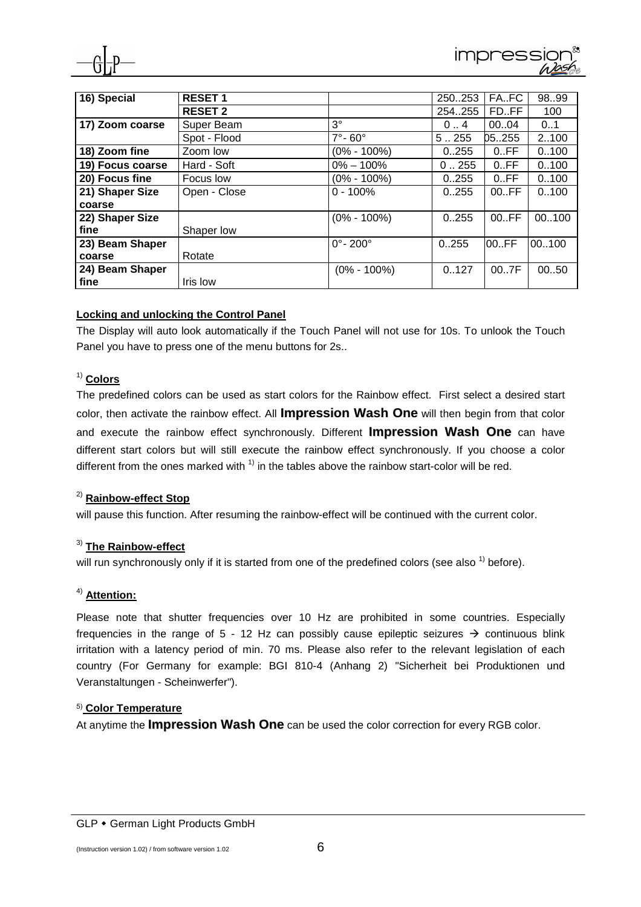| 16) Special | RESET 1 | | 250..253 | FA..FC | 98..99 |
|---|---|---|---|---|---|
| | **RESET 2** | | 254..255 | FD..FF | 100 |
| **17) Zoom coarse** | Super Beam | 3° | 0 .. 4 | 00..04 | 0..1 |
| | Spot - Flood | 7°- 60° | 5 .. 255 | 05..255 | 2..100 |
| **18) Zoom fine** | Zoom low | (0% - 100%) | 0..255 | 0..FF | 0..100 |
| **19) Focus coarse** | Hard - Soft | 0% – 100% | 0 .. 255 | 0..FF | 0..100 |
| **20) Focus fine** | Focus low | (0% - 100%) | 0..255 | 0..FF | 0..100 |
| **21) Shaper Size coarse** | Open - Close | 0 - 100% | 0..255 | 00..FF | 0..100 |
| **22) Shaper Size fine** | Shaper low | (0% - 100%) | 0..255 | 00..FF | 00..100 |
| **23) Beam Shaper coarse** | Rotate | 0°- 200° | 0..255 | 00..FF | 00..100 |
| **24) Beam Shaper fine** | Iris low | (0% - 100%) | 0..127 | 00..7F | 00..50 |

**Locking and unlocking the Control Panel**

The Display will auto look automatically if the Touch Panel will not use for 10s. To unlook the Touch Panel you have to press one of the menu buttons for 2s..

[1] **Colors**

The predefined colors can be used as start colors for the Rainbow effect. First select a desired start color, then activate the rainbow effect. All **Impression Wash One** will then begin from that color and execute the rainbow effect synchronously. Different **Impression Wash One** can have different start colors but will still execute the rainbow effect synchronously. If you choose a color different from the ones marked with [1] in the tables above the rainbow start-color will be red.

[2] **Rainbow-effect Stop**

will pause this function. After resuming the rainbow-effect will be continued with the current color.

[3] **The Rainbow-effect**

will run synchronously only if it is started from one of the predefined colors (see also [1] before).

[4] **Attention:**

Please note that shutter frequencies over 10 Hz are prohibited in some countries. Especially frequencies in the range of 5 - 12 Hz can possibly cause epileptic seizures → continuous blink irritation with a latency period of min. 70 ms. Please also refer to the relevant legislation of each country (For Germany for example: BGI 810-4 (Anhang 2) "Sicherheit bei Produktionen und Veranstaltungen - Scheinwerfer").

[5] **Color Temperature**

At anytime the **Impression Wash One** can be used the color correction for every RGB color.